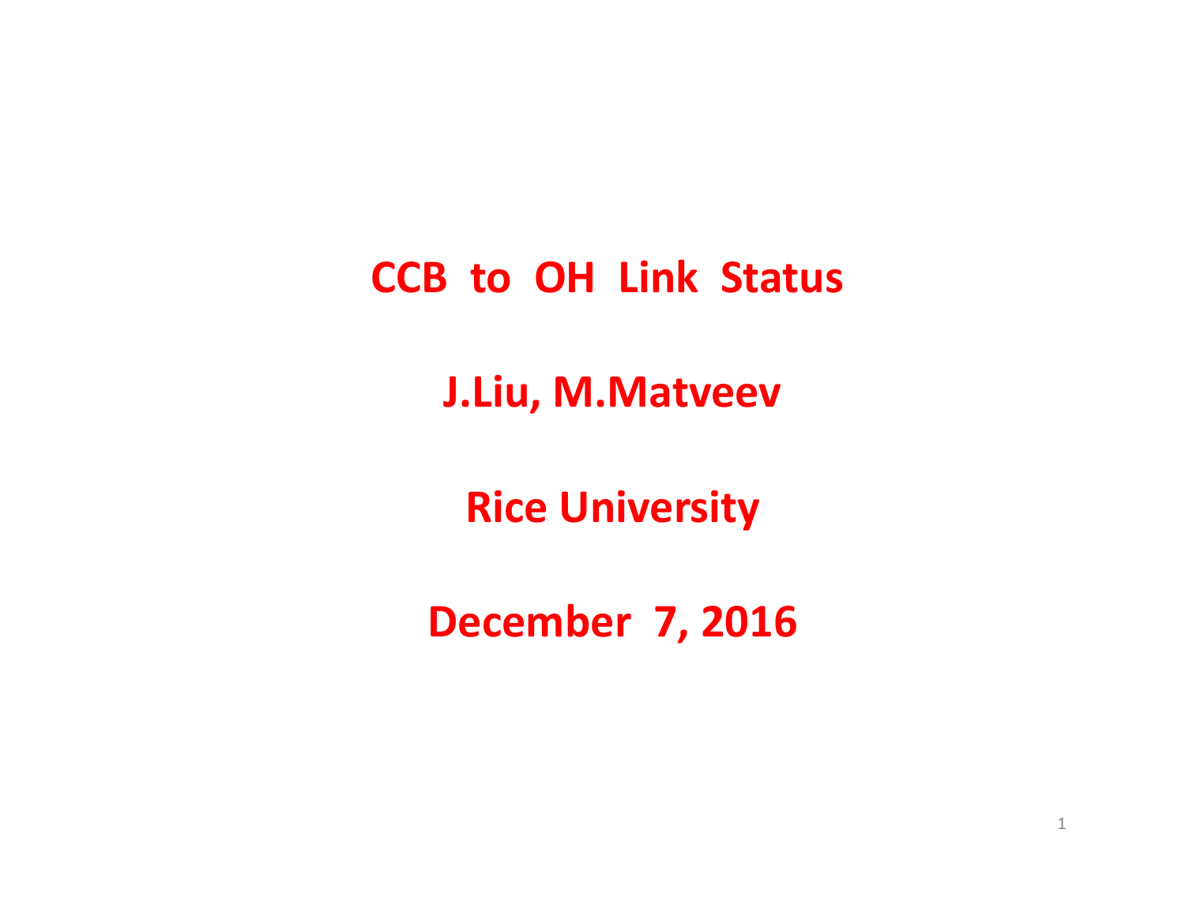# CCB to OH Link Status

**J.Liu, M.Matveev**

**Rice University**

**December 7, 2016**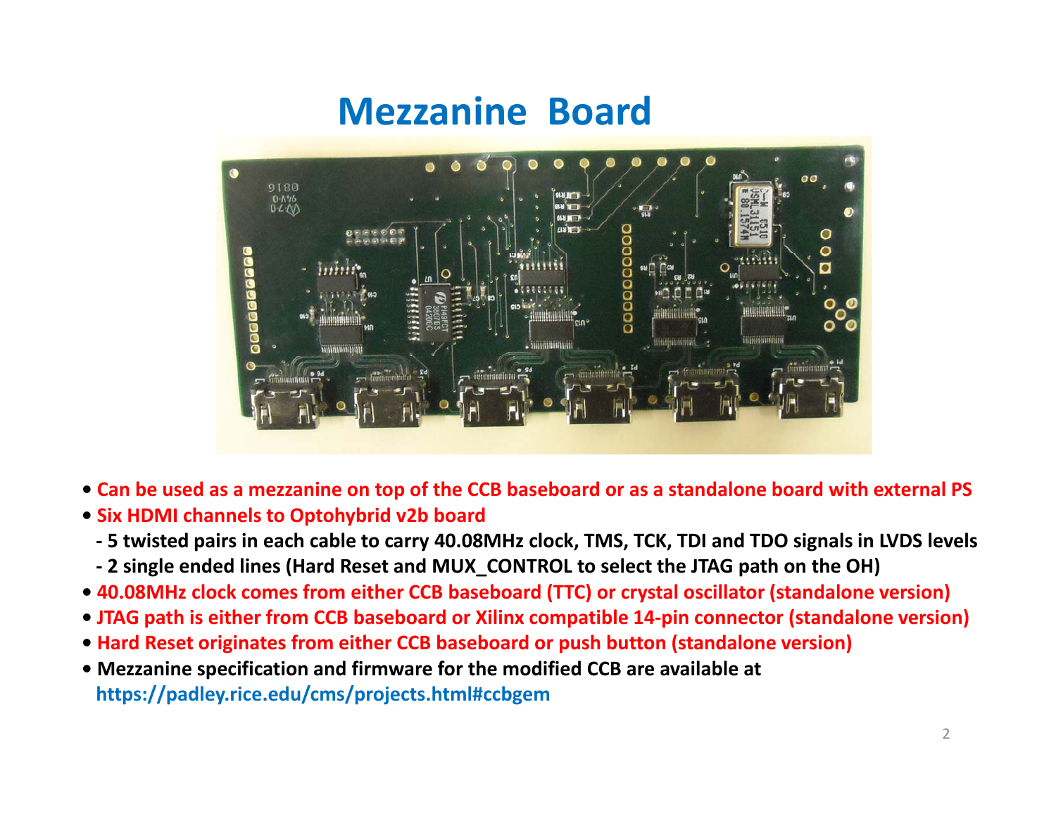# Mezzanine Board

- Can be used as a mezzanine on top of the CCB baseboard or as a standalone board with external PS
- Six HDMI channels to Optohybrid v2b board
  - 5 twisted pairs in each cable to carry 40.08MHz clock, TMS, TCK, TDI and TDO signals in LVDS levels
  - 2 single ended lines (Hard Reset and MUX_CONTROL to select the JTAG path on the OH)
- 40.08MHz clock comes from either CCB baseboard (TTC) or crystal oscillator (standalone version)
- JTAG path is either from CCB baseboard or Xilinx compatible 14-pin connector (standalone version)
- Hard Reset originates from either CCB baseboard or push button (standalone version)
- Mezzanine specification and firmware for the modified CCB are available at https://padley.rice.edu/cms/projects.html#ccbgem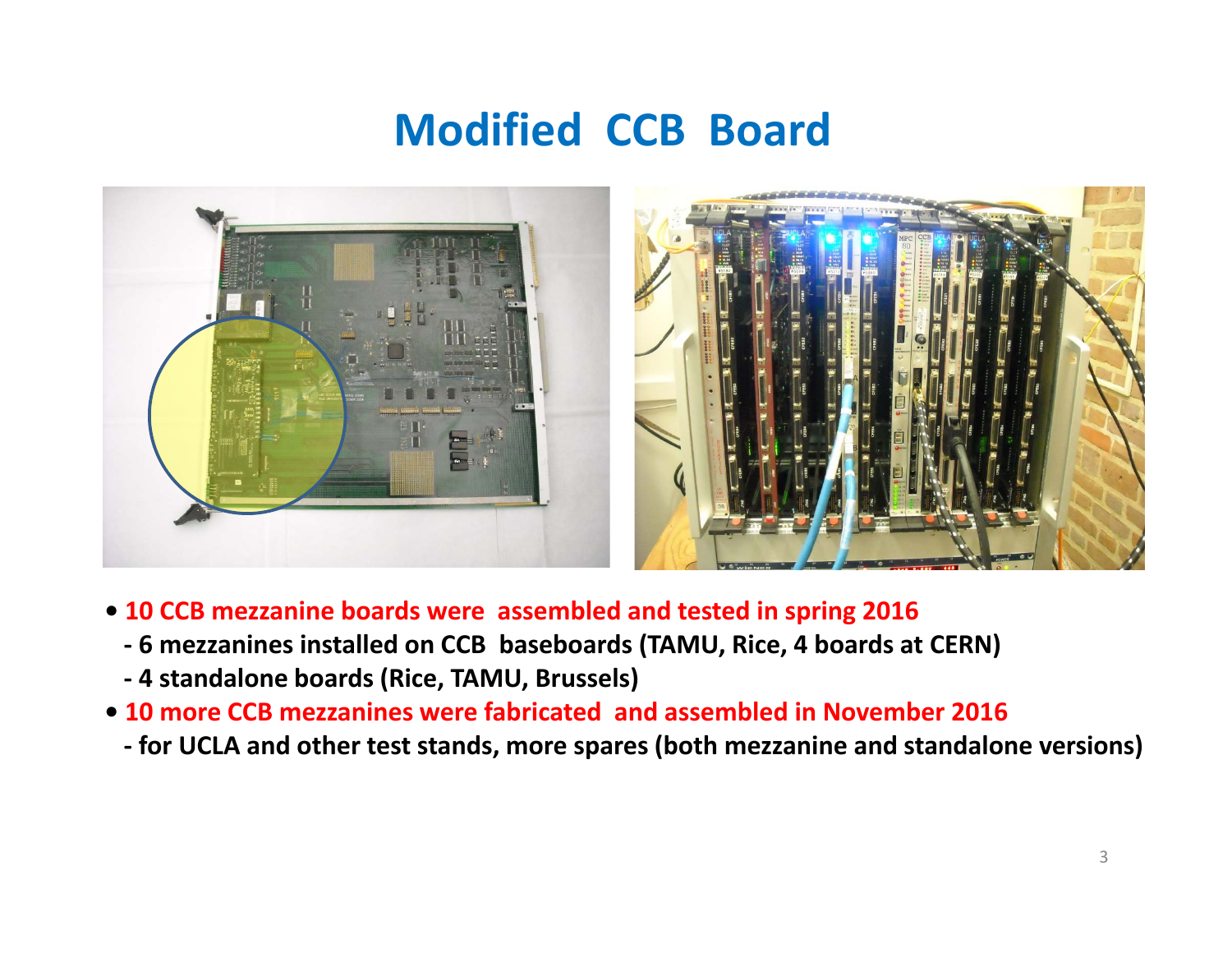# Modified CCB Board

- **10 CCB mezzanine boards were assembled and tested in spring 2016**
  - **6 mezzanines installed on CCB baseboards (TAMU, Rice, 4 boards at CERN)**
  - **4 standalone boards (Rice, TAMU, Brussels)**
- **10 more CCB mezzanines were fabricated and assembled in November 2016**
  - **for UCLA and other test stands, more spares (both mezzanine and standalone versions)**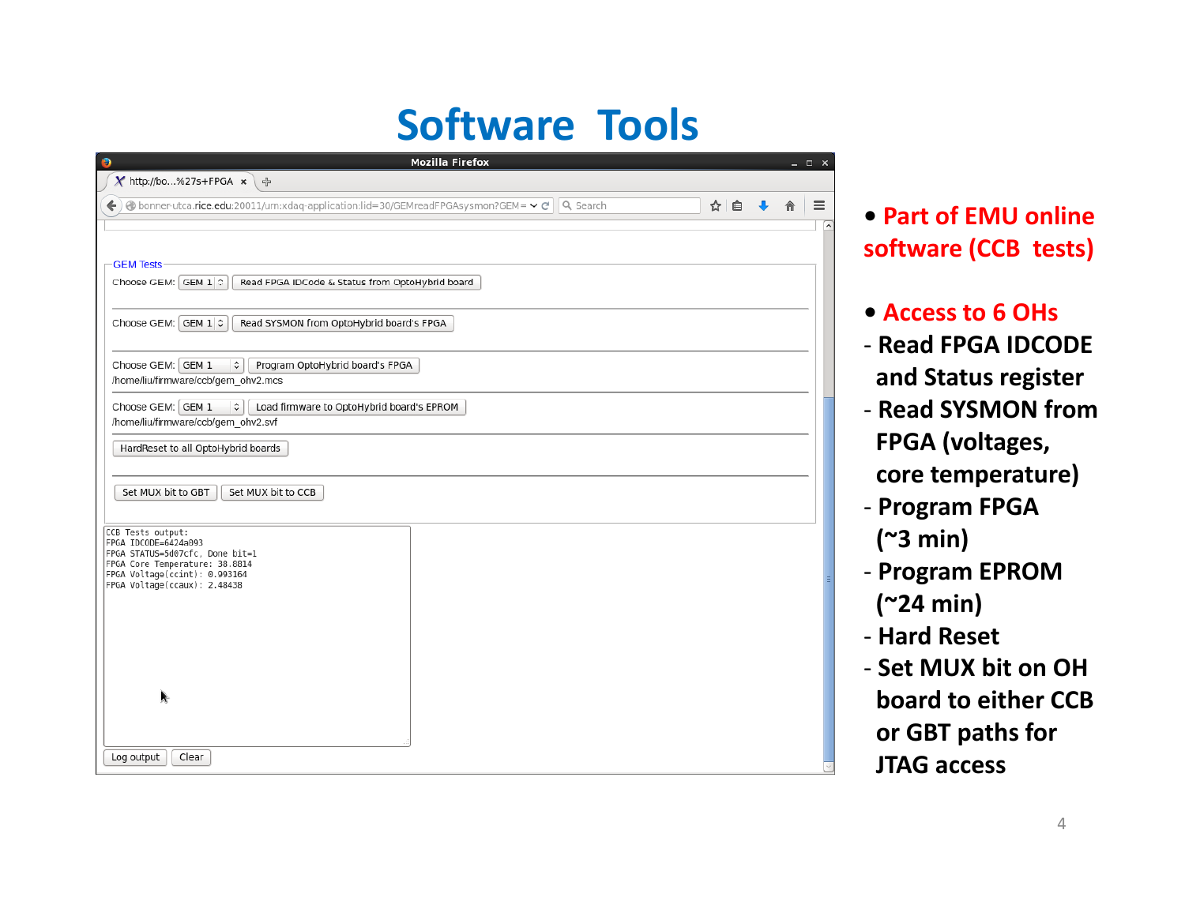# Software Tools

Mozilla Firefox

http://bo...%27s+FPGA

bonner-utca.rice.edu:20011/urn:xdaq-application:lid=30/GEMreadFPGAsysmon?GEM=

GEM Tests

Choose GEM: GEM 1 | Read FPGA IDCode & Status from OptoHybrid board

Choose GEM: GEM 1 | Read SYSMON from OptoHybrid board's FPGA

Choose GEM: GEM 1 | Program OptoHybrid board's FPGA

/home/liu/firmware/ccb/gem_ohv2.mcs

Choose GEM: GEM 1 | Load firmware to OptoHybrid board's EPROM

/home/liu/firmware/ccb/gem_ohv2.svf

HardReset to all OptoHybrid boards

Set MUX bit to GBT | Set MUX bit to CCB

```
CCB Tests output:
FPGA IDCODE=6424a093
FPGA STATUS=5d07cfc, Done bit=1
FPGA Core Temperature: 38.8814
FPGA Voltage(ccint): 0.993164
FPGA Voltage(ccaux): 2.48438
```

Log output | Clear

- **Part of EMU online software (CCB tests)**

- **Access to 6 OHs**
  - Read FPGA IDCODE and Status register
  - Read SYSMON from FPGA (voltages, core temperature)
  - Program FPGA (~3 min)
  - Program EPROM (~24 min)
  - Hard Reset
  - Set MUX bit on OH board to either CCB or GBT paths for JTAG access